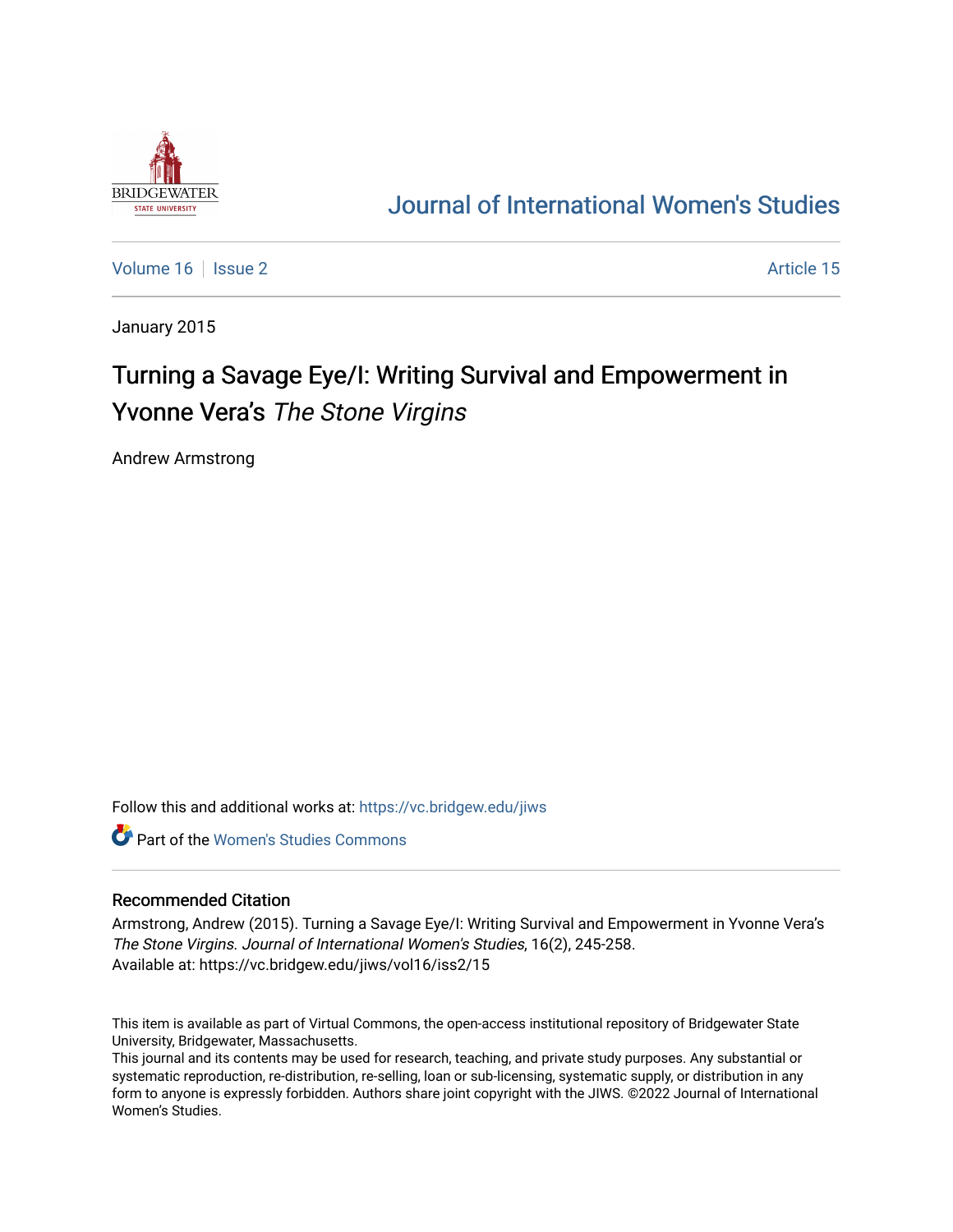Journal of International Women's Studies

Volume 16 | Issue 2 | Article 15

January 2015

# Turning a Savage Eye/I: Writing Survival and Empowerment in Yvonne Vera's *The Stone Virgins*

Andrew Armstrong

Follow this and additional works at: https://vc.bridgew.edu/jiws

Part of the Women's Studies Commons

## Recommended Citation

Armstrong, Andrew (2015). Turning a Savage Eye/I: Writing Survival and Empowerment in Yvonne Vera's *The Stone Virgins*. *Journal of International Women's Studies*, 16(2), 245-258.
Available at: https://vc.bridgew.edu/jiws/vol16/iss2/15

This item is available as part of Virtual Commons, the open-access institutional repository of Bridgewater State University, Bridgewater, Massachusetts.
This journal and its contents may be used for research, teaching, and private study purposes. Any substantial or systematic reproduction, re-distribution, re-selling, loan or sub-licensing, systematic supply, or distribution in any form to anyone is expressly forbidden. Authors share joint copyright with the JIWS. ©2022 Journal of International Women's Studies.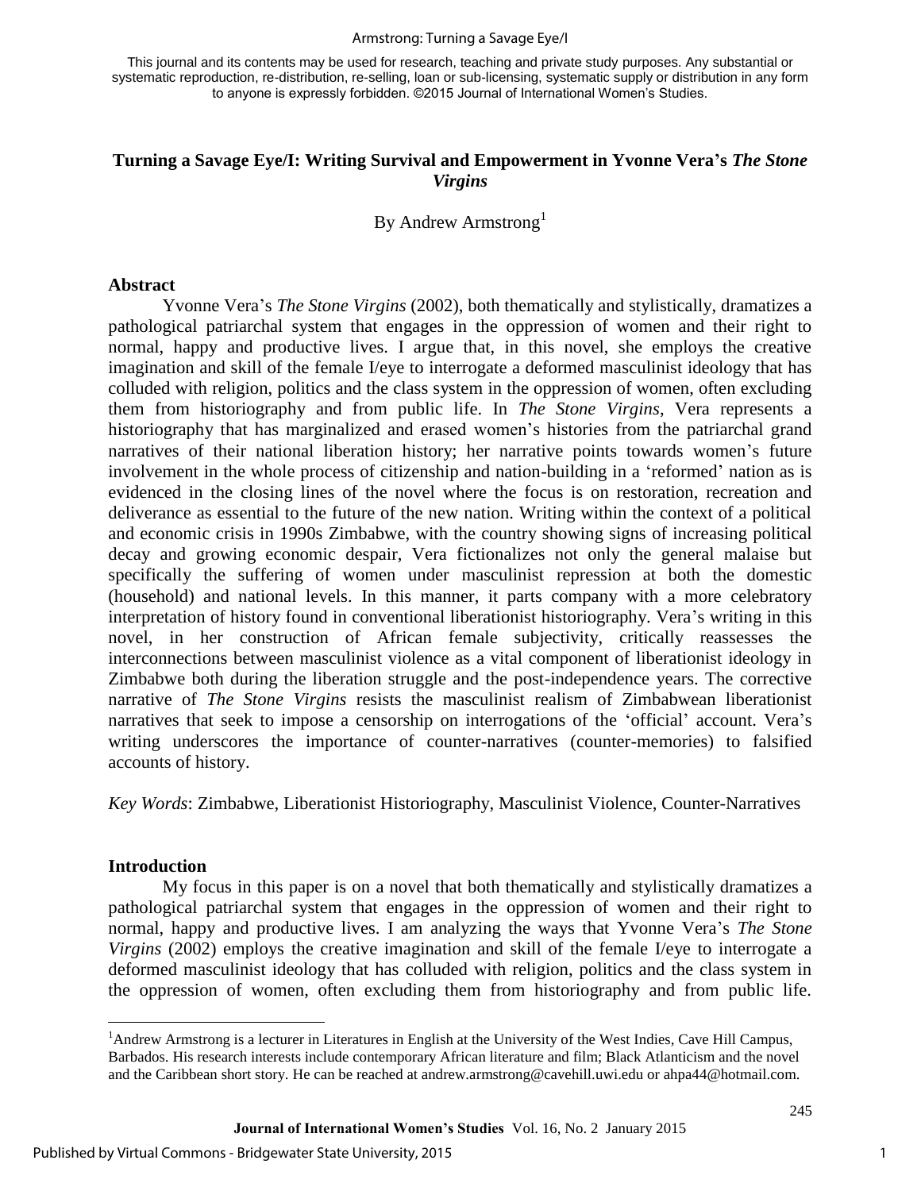# Turning a Savage Eye/I: Writing Survival and Empowerment in Yvonne Vera's *The Stone Virgins*

By Andrew Armstrong[1]

## Abstract

Yvonne Vera's *The Stone Virgins* (2002), both thematically and stylistically, dramatizes a pathological patriarchal system that engages in the oppression of women and their right to normal, happy and productive lives. I argue that, in this novel, she employs the creative imagination and skill of the female I/eye to interrogate a deformed masculinist ideology that has colluded with religion, politics and the class system in the oppression of women, often excluding them from historiography and from public life. In *The Stone Virgins*, Vera represents a historiography that has marginalized and erased women's histories from the patriarchal grand narratives of their national liberation history; her narrative points towards women's future involvement in the whole process of citizenship and nation-building in a 'reformed' nation as is evidenced in the closing lines of the novel where the focus is on restoration, recreation and deliverance as essential to the future of the new nation. Writing within the context of a political and economic crisis in 1990s Zimbabwe, with the country showing signs of increasing political decay and growing economic despair, Vera fictionalizes not only the general malaise but specifically the suffering of women under masculinist repression at both the domestic (household) and national levels. In this manner, it parts company with a more celebratory interpretation of history found in conventional liberationist historiography. Vera's writing in this novel, in her construction of African female subjectivity, critically reassesses the interconnections between masculinist violence as a vital component of liberationist ideology in Zimbabwe both during the liberation struggle and the post-independence years. The corrective narrative of *The Stone Virgins* resists the masculinist realism of Zimbabwean liberationist narratives that seek to impose a censorship on interrogations of the 'official' account. Vera's writing underscores the importance of counter-narratives (counter-memories) to falsified accounts of history.

*Key Words*: Zimbabwe, Liberationist Historiography, Masculinist Violence, Counter-Narratives

## Introduction

My focus in this paper is on a novel that both thematically and stylistically dramatizes a pathological patriarchal system that engages in the oppression of women and their right to normal, happy and productive lives. I am analyzing the ways that Yvonne Vera's *The Stone Virgins* (2002) employs the creative imagination and skill of the female I/eye to interrogate a deformed masculinist ideology that has colluded with religion, politics and the class system in the oppression of women, often excluding them from historiography and from public life.

---

[1] Andrew Armstrong is a lecturer in Literatures in English at the University of the West Indies, Cave Hill Campus, Barbados. His research interests include contemporary African literature and film; Black Atlanticism and the novel and the Caribbean short story. He can be reached at andrew.armstrong@cavehill.uwi.edu or ahpa44@hotmail.com.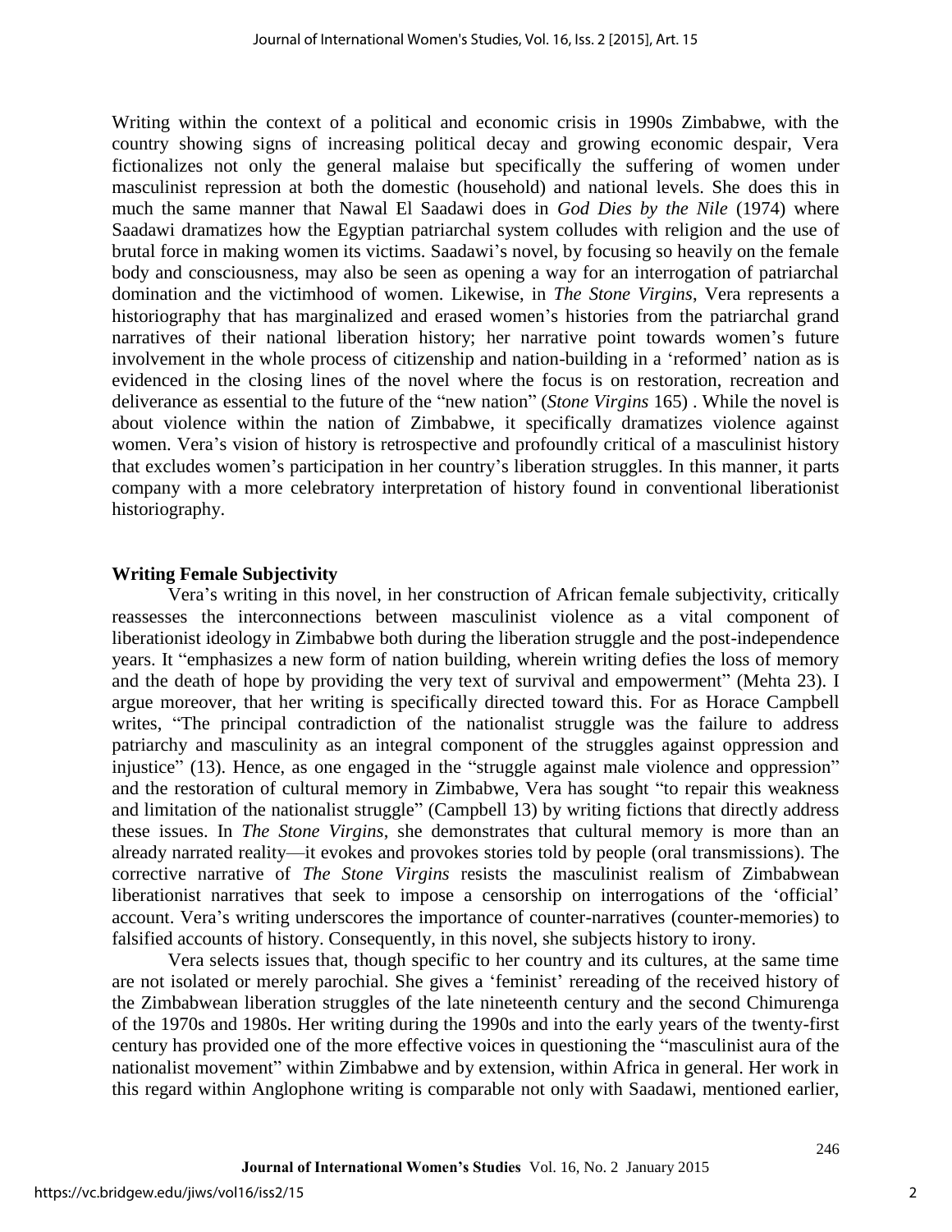Writing within the context of a political and economic crisis in 1990s Zimbabwe, with the country showing signs of increasing political decay and growing economic despair, Vera fictionalizes not only the general malaise but specifically the suffering of women under masculinist repression at both the domestic (household) and national levels. She does this in much the same manner that Nawal El Saadawi does in *God Dies by the Nile* (1974) where Saadawi dramatizes how the Egyptian patriarchal system colludes with religion and the use of brutal force in making women its victims. Saadawi's novel, by focusing so heavily on the female body and consciousness, may also be seen as opening a way for an interrogation of patriarchal domination and the victimhood of women. Likewise, in *The Stone Virgins*, Vera represents a historiography that has marginalized and erased women's histories from the patriarchal grand narratives of their national liberation history; her narrative point towards women's future involvement in the whole process of citizenship and nation-building in a 'reformed' nation as is evidenced in the closing lines of the novel where the focus is on restoration, recreation and deliverance as essential to the future of the "new nation" (*Stone Virgins* 165) . While the novel is about violence within the nation of Zimbabwe, it specifically dramatizes violence against women. Vera's vision of history is retrospective and profoundly critical of a masculinist history that excludes women's participation in her country's liberation struggles. In this manner, it parts company with a more celebratory interpretation of history found in conventional liberationist historiography.

## Writing Female Subjectivity

Vera's writing in this novel, in her construction of African female subjectivity, critically reassesses the interconnections between masculinist violence as a vital component of liberationist ideology in Zimbabwe both during the liberation struggle and the post-independence years. It "emphasizes a new form of nation building, wherein writing defies the loss of memory and the death of hope by providing the very text of survival and empowerment" (Mehta 23). I argue moreover, that her writing is specifically directed toward this. For as Horace Campbell writes, "The principal contradiction of the nationalist struggle was the failure to address patriarchy and masculinity as an integral component of the struggles against oppression and injustice" (13). Hence, as one engaged in the "struggle against male violence and oppression" and the restoration of cultural memory in Zimbabwe, Vera has sought "to repair this weakness and limitation of the nationalist struggle" (Campbell 13) by writing fictions that directly address these issues. In *The Stone Virgins*, she demonstrates that cultural memory is more than an already narrated reality—it evokes and provokes stories told by people (oral transmissions). The corrective narrative of *The Stone Virgins* resists the masculinist realism of Zimbabwean liberationist narratives that seek to impose a censorship on interrogations of the 'official' account. Vera's writing underscores the importance of counter-narratives (counter-memories) to falsified accounts of history. Consequently, in this novel, she subjects history to irony.

Vera selects issues that, though specific to her country and its cultures, at the same time are not isolated or merely parochial. She gives a 'feminist' rereading of the received history of the Zimbabwean liberation struggles of the late nineteenth century and the second Chimurenga of the 1970s and 1980s. Her writing during the 1990s and into the early years of the twenty-first century has provided one of the more effective voices in questioning the "masculinist aura of the nationalist movement" within Zimbabwe and by extension, within Africa in general. Her work in this regard within Anglophone writing is comparable not only with Saadawi, mentioned earlier,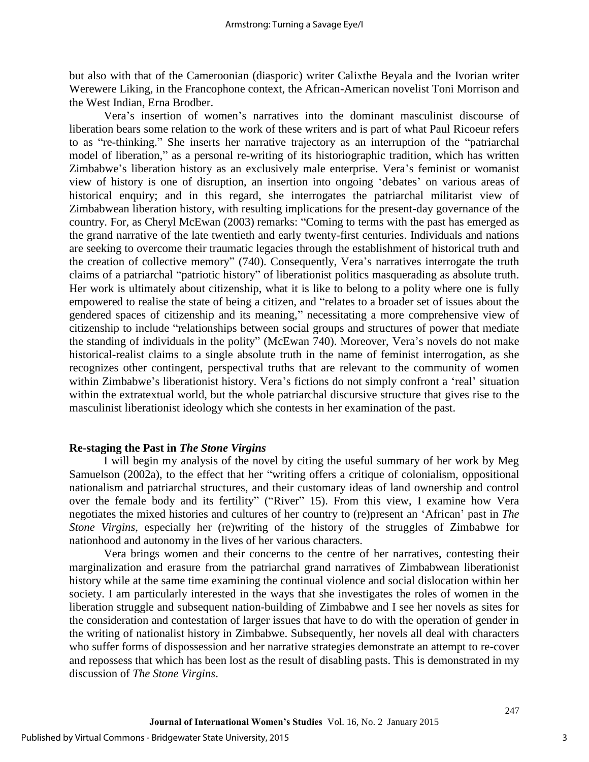but also with that of the Cameroonian (diasporic) writer Calixthe Beyala and the Ivorian writer Werewere Liking, in the Francophone context, the African-American novelist Toni Morrison and the West Indian, Erna Brodber.

Vera's insertion of women's narratives into the dominant masculinist discourse of liberation bears some relation to the work of these writers and is part of what Paul Ricoeur refers to as "re-thinking." She inserts her narrative trajectory as an interruption of the "patriarchal model of liberation," as a personal re-writing of its historiographic tradition, which has written Zimbabwe's liberation history as an exclusively male enterprise. Vera's feminist or womanist view of history is one of disruption, an insertion into ongoing 'debates' on various areas of historical enquiry; and in this regard, she interrogates the patriarchal militarist view of Zimbabwean liberation history, with resulting implications for the present-day governance of the country. For, as Cheryl McEwan (2003) remarks: "Coming to terms with the past has emerged as the grand narrative of the late twentieth and early twenty-first centuries. Individuals and nations are seeking to overcome their traumatic legacies through the establishment of historical truth and the creation of collective memory" (740). Consequently, Vera's narratives interrogate the truth claims of a patriarchal "patriotic history" of liberationist politics masquerading as absolute truth. Her work is ultimately about citizenship, what it is like to belong to a polity where one is fully empowered to realise the state of being a citizen, and "relates to a broader set of issues about the gendered spaces of citizenship and its meaning," necessitating a more comprehensive view of citizenship to include "relationships between social groups and structures of power that mediate the standing of individuals in the polity" (McEwan 740). Moreover, Vera's novels do not make historical-realist claims to a single absolute truth in the name of feminist interrogation, as she recognizes other contingent, perspectival truths that are relevant to the community of women within Zimbabwe's liberationist history. Vera's fictions do not simply confront a 'real' situation within the extratextual world, but the whole patriarchal discursive structure that gives rise to the masculinist liberationist ideology which she contests in her examination of the past.

## Re-staging the Past in *The Stone Virgins*

I will begin my analysis of the novel by citing the useful summary of her work by Meg Samuelson (2002a), to the effect that her "writing offers a critique of colonialism, oppositional nationalism and patriarchal structures, and their customary ideas of land ownership and control over the female body and its fertility" ("River" 15). From this view, I examine how Vera negotiates the mixed histories and cultures of her country to (re)present an 'African' past in *The Stone Virgins*, especially her (re)writing of the history of the struggles of Zimbabwe for nationhood and autonomy in the lives of her various characters.

Vera brings women and their concerns to the centre of her narratives, contesting their marginalization and erasure from the patriarchal grand narratives of Zimbabwean liberationist history while at the same time examining the continual violence and social dislocation within her society. I am particularly interested in the ways that she investigates the roles of women in the liberation struggle and subsequent nation-building of Zimbabwe and I see her novels as sites for the consideration and contestation of larger issues that have to do with the operation of gender in the writing of nationalist history in Zimbabwe. Subsequently, her novels all deal with characters who suffer forms of dispossession and her narrative strategies demonstrate an attempt to re-cover and repossess that which has been lost as the result of disabling pasts. This is demonstrated in my discussion of *The Stone Virgins*.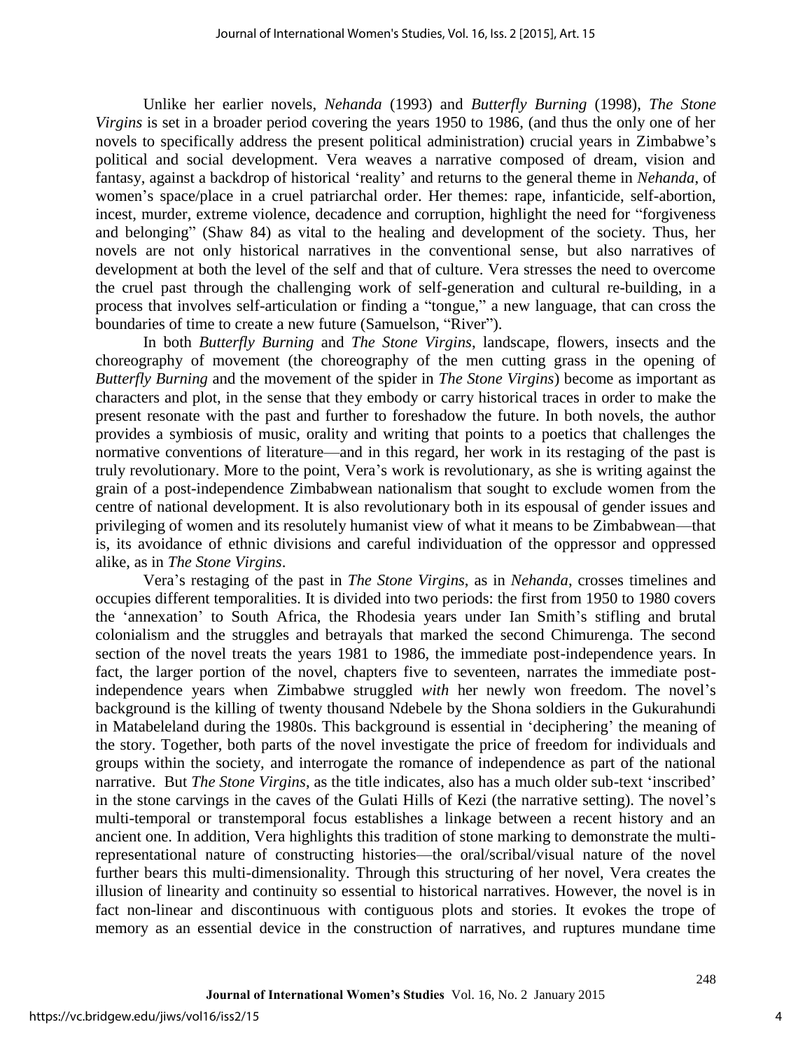Unlike her earlier novels, *Nehanda* (1993) and *Butterfly Burning* (1998), *The Stone Virgins* is set in a broader period covering the years 1950 to 1986, (and thus the only one of her novels to specifically address the present political administration) crucial years in Zimbabwe's political and social development. Vera weaves a narrative composed of dream, vision and fantasy, against a backdrop of historical 'reality' and returns to the general theme in *Nehanda*, of women's space/place in a cruel patriarchal order. Her themes: rape, infanticide, self-abortion, incest, murder, extreme violence, decadence and corruption, highlight the need for "forgiveness and belonging" (Shaw 84) as vital to the healing and development of the society. Thus, her novels are not only historical narratives in the conventional sense, but also narratives of development at both the level of the self and that of culture. Vera stresses the need to overcome the cruel past through the challenging work of self-generation and cultural re-building, in a process that involves self-articulation or finding a "tongue," a new language, that can cross the boundaries of time to create a new future (Samuelson, "River").

In both *Butterfly Burning* and *The Stone Virgins*, landscape, flowers, insects and the choreography of movement (the choreography of the men cutting grass in the opening of *Butterfly Burning* and the movement of the spider in *The Stone Virgins*) become as important as characters and plot, in the sense that they embody or carry historical traces in order to make the present resonate with the past and further to foreshadow the future. In both novels, the author provides a symbiosis of music, orality and writing that points to a poetics that challenges the normative conventions of literature—and in this regard, her work in its restaging of the past is truly revolutionary. More to the point, Vera's work is revolutionary, as she is writing against the grain of a post-independence Zimbabwean nationalism that sought to exclude women from the centre of national development. It is also revolutionary both in its espousal of gender issues and privileging of women and its resolutely humanist view of what it means to be Zimbabwean—that is, its avoidance of ethnic divisions and careful individuation of the oppressor and oppressed alike, as in *The Stone Virgins*.

Vera's restaging of the past in *The Stone Virgins*, as in *Nehanda*, crosses timelines and occupies different temporalities. It is divided into two periods: the first from 1950 to 1980 covers the 'annexation' to South Africa, the Rhodesia years under Ian Smith's stifling and brutal colonialism and the struggles and betrayals that marked the second Chimurenga. The second section of the novel treats the years 1981 to 1986, the immediate post-independence years. In fact, the larger portion of the novel, chapters five to seventeen, narrates the immediate post-independence years when Zimbabwe struggled *with* her newly won freedom. The novel's background is the killing of twenty thousand Ndebele by the Shona soldiers in the Gukurahundi in Matabeleland during the 1980s. This background is essential in 'deciphering' the meaning of the story. Together, both parts of the novel investigate the price of freedom for individuals and groups within the society, and interrogate the romance of independence as part of the national narrative. But *The Stone Virgins*, as the title indicates, also has a much older sub-text 'inscribed' in the stone carvings in the caves of the Gulati Hills of Kezi (the narrative setting). The novel's multi-temporal or transtemporal focus establishes a linkage between a recent history and an ancient one. In addition, Vera highlights this tradition of stone marking to demonstrate the multi-representational nature of constructing histories—the oral/scribal/visual nature of the novel further bears this multi-dimensionality. Through this structuring of her novel, Vera creates the illusion of linearity and continuity so essential to historical narratives. However, the novel is in fact non-linear and discontinuous with contiguous plots and stories. It evokes the trope of memory as an essential device in the construction of narratives, and ruptures mundane time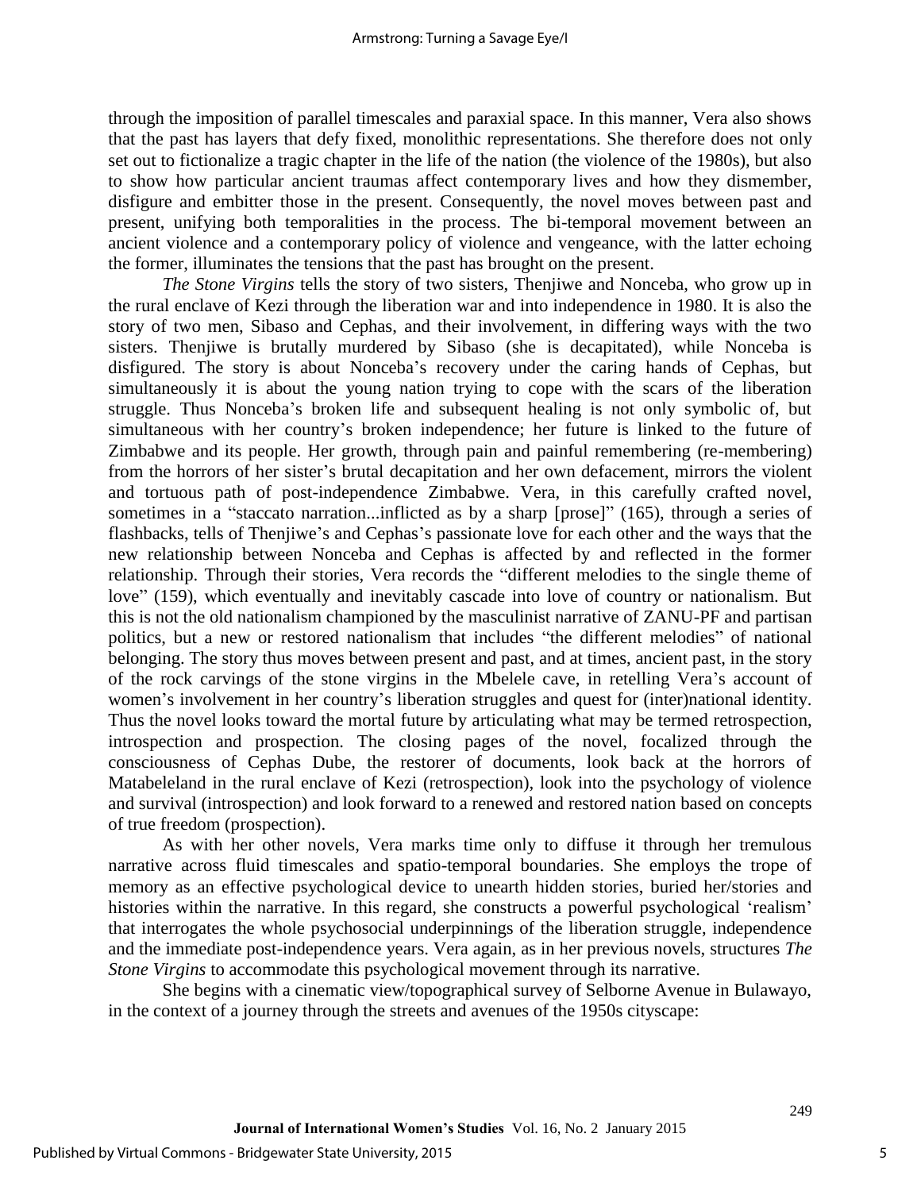through the imposition of parallel timescales and paraxial space. In this manner, Vera also shows that the past has layers that defy fixed, monolithic representations. She therefore does not only set out to fictionalize a tragic chapter in the life of the nation (the violence of the 1980s), but also to show how particular ancient traumas affect contemporary lives and how they dismember, disfigure and embitter those in the present. Consequently, the novel moves between past and present, unifying both temporalities in the process. The bi-temporal movement between an ancient violence and a contemporary policy of violence and vengeance, with the latter echoing the former, illuminates the tensions that the past has brought on the present.

*The Stone Virgins* tells the story of two sisters, Thenjiwe and Nonceba, who grow up in the rural enclave of Kezi through the liberation war and into independence in 1980. It is also the story of two men, Sibaso and Cephas, and their involvement, in differing ways with the two sisters. Thenjiwe is brutally murdered by Sibaso (she is decapitated), while Nonceba is disfigured. The story is about Nonceba's recovery under the caring hands of Cephas, but simultaneously it is about the young nation trying to cope with the scars of the liberation struggle. Thus Nonceba's broken life and subsequent healing is not only symbolic of, but simultaneous with her country's broken independence; her future is linked to the future of Zimbabwe and its people. Her growth, through pain and painful remembering (re-membering) from the horrors of her sister's brutal decapitation and her own defacement, mirrors the violent and tortuous path of post-independence Zimbabwe. Vera, in this carefully crafted novel, sometimes in a "staccato narration...inflicted as by a sharp [prose]" (165), through a series of flashbacks, tells of Thenjiwe's and Cephas's passionate love for each other and the ways that the new relationship between Nonceba and Cephas is affected by and reflected in the former relationship. Through their stories, Vera records the "different melodies to the single theme of love" (159), which eventually and inevitably cascade into love of country or nationalism. But this is not the old nationalism championed by the masculinist narrative of ZANU-PF and partisan politics, but a new or restored nationalism that includes "the different melodies" of national belonging. The story thus moves between present and past, and at times, ancient past, in the story of the rock carvings of the stone virgins in the Mbelele cave, in retelling Vera's account of women's involvement in her country's liberation struggles and quest for (inter)national identity. Thus the novel looks toward the mortal future by articulating what may be termed retrospection, introspection and prospection. The closing pages of the novel, focalized through the consciousness of Cephas Dube, the restorer of documents, look back at the horrors of Matabeleland in the rural enclave of Kezi (retrospection), look into the psychology of violence and survival (introspection) and look forward to a renewed and restored nation based on concepts of true freedom (prospection).

As with her other novels, Vera marks time only to diffuse it through her tremulous narrative across fluid timescales and spatio-temporal boundaries. She employs the trope of memory as an effective psychological device to unearth hidden stories, buried her/stories and histories within the narrative. In this regard, she constructs a powerful psychological 'realism' that interrogates the whole psychosocial underpinnings of the liberation struggle, independence and the immediate post-independence years. Vera again, as in her previous novels, structures *The Stone Virgins* to accommodate this psychological movement through its narrative.

She begins with a cinematic view/topographical survey of Selborne Avenue in Bulawayo, in the context of a journey through the streets and avenues of the 1950s cityscape: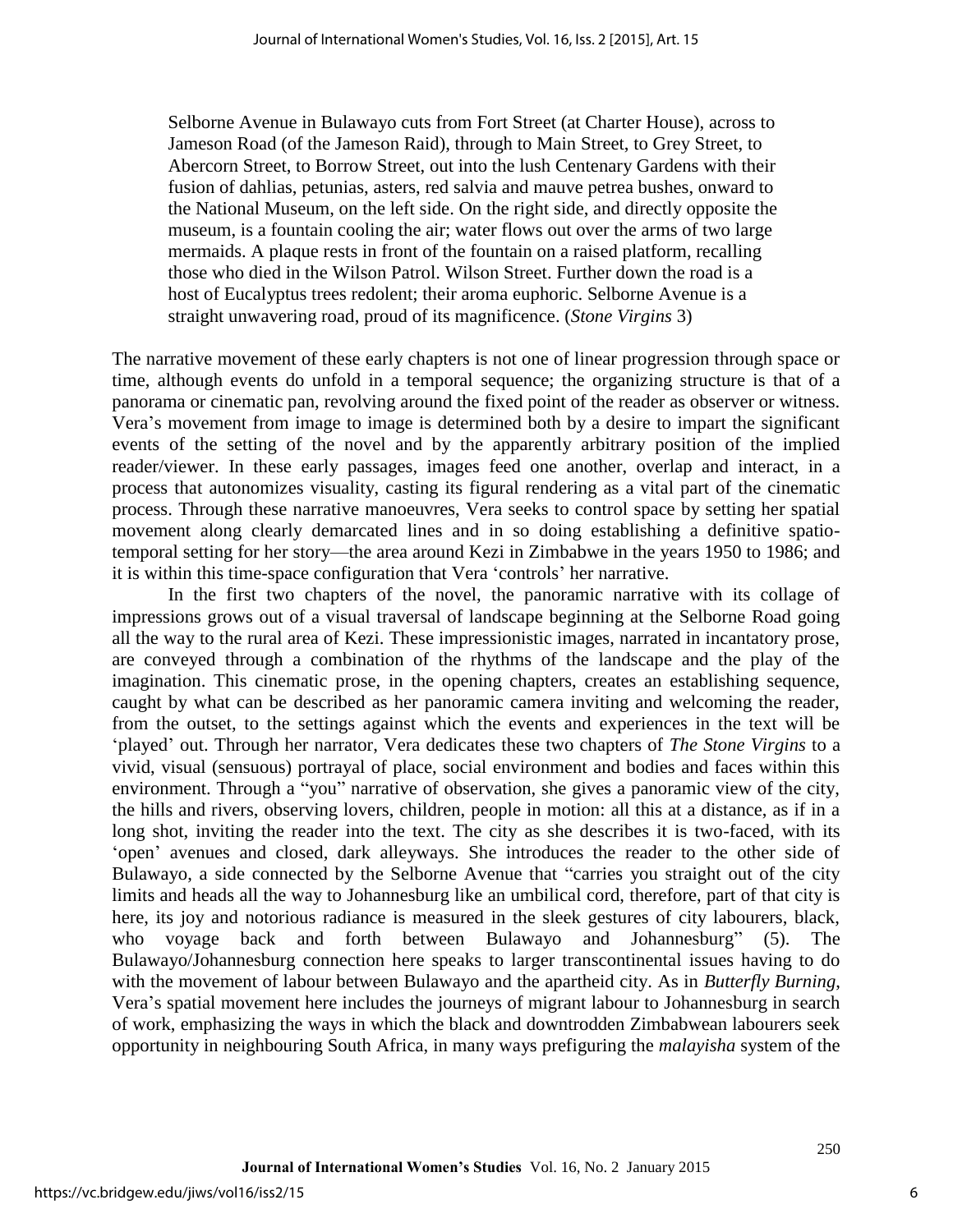> Selborne Avenue in Bulawayo cuts from Fort Street (at Charter House), across to Jameson Road (of the Jameson Raid), through to Main Street, to Grey Street, to Abercorn Street, to Borrow Street, out into the lush Centenary Gardens with their fusion of dahlias, petunias, asters, red salvia and mauve petrea bushes, onward to the National Museum, on the left side. On the right side, and directly opposite the museum, is a fountain cooling the air; water flows out over the arms of two large mermaids. A plaque rests in front of the fountain on a raised platform, recalling those who died in the Wilson Patrol. Wilson Street. Further down the road is a host of Eucalyptus trees redolent; their aroma euphoric. Selborne Avenue is a straight unwavering road, proud of its magnificence. (*Stone Virgins* 3)

The narrative movement of these early chapters is not one of linear progression through space or time, although events do unfold in a temporal sequence; the organizing structure is that of a panorama or cinematic pan, revolving around the fixed point of the reader as observer or witness. Vera's movement from image to image is determined both by a desire to impart the significant events of the setting of the novel and by the apparently arbitrary position of the implied reader/viewer. In these early passages, images feed one another, overlap and interact, in a process that autonomizes visuality, casting its figural rendering as a vital part of the cinematic process. Through these narrative manoeuvres, Vera seeks to control space by setting her spatial movement along clearly demarcated lines and in so doing establishing a definitive spatio-temporal setting for her story—the area around Kezi in Zimbabwe in the years 1950 to 1986; and it is within this time-space configuration that Vera 'controls' her narrative.

In the first two chapters of the novel, the panoramic narrative with its collage of impressions grows out of a visual traversal of landscape beginning at the Selborne Road going all the way to the rural area of Kezi. These impressionistic images, narrated in incantatory prose, are conveyed through a combination of the rhythms of the landscape and the play of the imagination. This cinematic prose, in the opening chapters, creates an establishing sequence, caught by what can be described as her panoramic camera inviting and welcoming the reader, from the outset, to the settings against which the events and experiences in the text will be 'played' out. Through her narrator, Vera dedicates these two chapters of *The Stone Virgins* to a vivid, visual (sensuous) portrayal of place, social environment and bodies and faces within this environment. Through a "you" narrative of observation, she gives a panoramic view of the city, the hills and rivers, observing lovers, children, people in motion: all this at a distance, as if in a long shot, inviting the reader into the text. The city as she describes it is two-faced, with its 'open' avenues and closed, dark alleyways. She introduces the reader to the other side of Bulawayo, a side connected by the Selborne Avenue that "carries you straight out of the city limits and heads all the way to Johannesburg like an umbilical cord, therefore, part of that city is here, its joy and notorious radiance is measured in the sleek gestures of city labourers, black, who voyage back and forth between Bulawayo and Johannesburg" (5). The Bulawayo/Johannesburg connection here speaks to larger transcontinental issues having to do with the movement of labour between Bulawayo and the apartheid city. As in *Butterfly Burning*, Vera's spatial movement here includes the journeys of migrant labour to Johannesburg in search of work, emphasizing the ways in which the black and downtrodden Zimbabwean labourers seek opportunity in neighbouring South Africa, in many ways prefiguring the *malayisha* system of the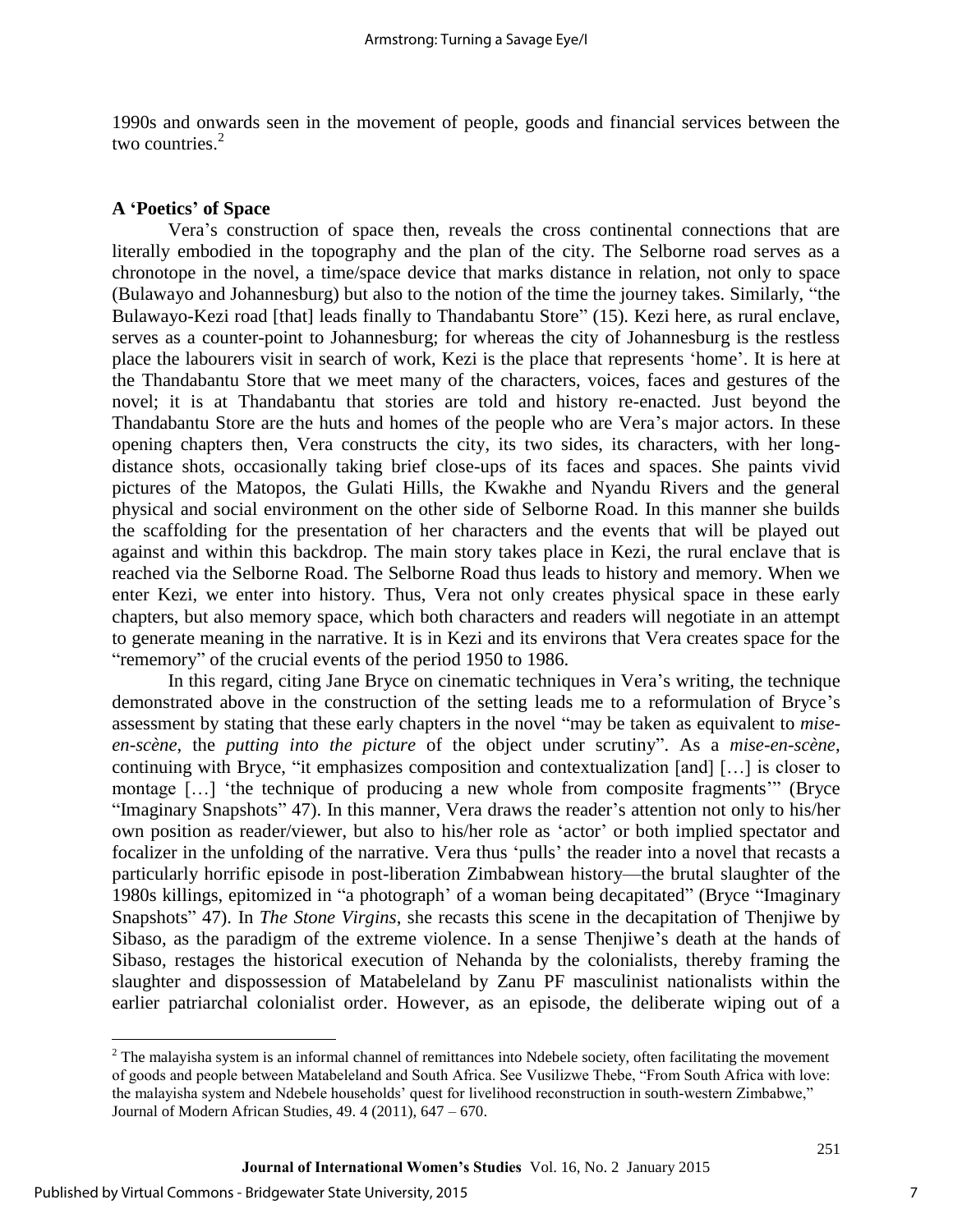1990s and onwards seen in the movement of people, goods and financial services between the two countries.[2]

### A 'Poetics' of Space

Vera's construction of space then, reveals the cross continental connections that are literally embodied in the topography and the plan of the city. The Selborne road serves as a chronotope in the novel, a time/space device that marks distance in relation, not only to space (Bulawayo and Johannesburg) but also to the notion of the time the journey takes. Similarly, "the Bulawayo-Kezi road [that] leads finally to Thandabantu Store" (15). Kezi here, as rural enclave, serves as a counter-point to Johannesburg; for whereas the city of Johannesburg is the restless place the labourers visit in search of work, Kezi is the place that represents 'home'. It is here at the Thandabantu Store that we meet many of the characters, voices, faces and gestures of the novel; it is at Thandabantu that stories are told and history re-enacted. Just beyond the Thandabantu Store are the huts and homes of the people who are Vera's major actors. In these opening chapters then, Vera constructs the city, its two sides, its characters, with her long-distance shots, occasionally taking brief close-ups of its faces and spaces. She paints vivid pictures of the Matopos, the Gulati Hills, the Kwakhe and Nyandu Rivers and the general physical and social environment on the other side of Selborne Road. In this manner she builds the scaffolding for the presentation of her characters and the events that will be played out against and within this backdrop. The main story takes place in Kezi, the rural enclave that is reached via the Selborne Road. The Selborne Road thus leads to history and memory. When we enter Kezi, we enter into history. Thus, Vera not only creates physical space in these early chapters, but also memory space, which both characters and readers will negotiate in an attempt to generate meaning in the narrative. It is in Kezi and its environs that Vera creates space for the "rememory" of the crucial events of the period 1950 to 1986.

In this regard, citing Jane Bryce on cinematic techniques in Vera's writing, the technique demonstrated above in the construction of the setting leads me to a reformulation of Bryce's assessment by stating that these early chapters in the novel "may be taken as equivalent to *mise-en-scène*, the *putting into the picture* of the object under scrutiny". As a *mise-en-scène*, continuing with Bryce, "it emphasizes composition and contextualization [and] […] is closer to montage […] 'the technique of producing a new whole from composite fragments'" (Bryce "Imaginary Snapshots" 47). In this manner, Vera draws the reader's attention not only to his/her own position as reader/viewer, but also to his/her role as 'actor' or both implied spectator and focalizer in the unfolding of the narrative. Vera thus 'pulls' the reader into a novel that recasts a particularly horrific episode in post-liberation Zimbabwean history—the brutal slaughter of the 1980s killings, epitomized in "a photograph' of a woman being decapitated" (Bryce "Imaginary Snapshots" 47). In *The Stone Virgins*, she recasts this scene in the decapitation of Thenjiwe by Sibaso, as the paradigm of the extreme violence. In a sense Thenjiwe's death at the hands of Sibaso, restages the historical execution of Nehanda by the colonialists, thereby framing the slaughter and dispossession of Matabeleland by Zanu PF masculinist nationalists within the earlier patriarchal colonialist order. However, as an episode, the deliberate wiping out of a

---

[2] The malayisha system is an informal channel of remittances into Ndebele society, often facilitating the movement of goods and people between Matabeleland and South Africa. See Vusilizwe Thebe, "From South Africa with love: the malayisha system and Ndebele households' quest for livelihood reconstruction in south-western Zimbabwe," Journal of Modern African Studies, 49. 4 (2011), 647 – 670.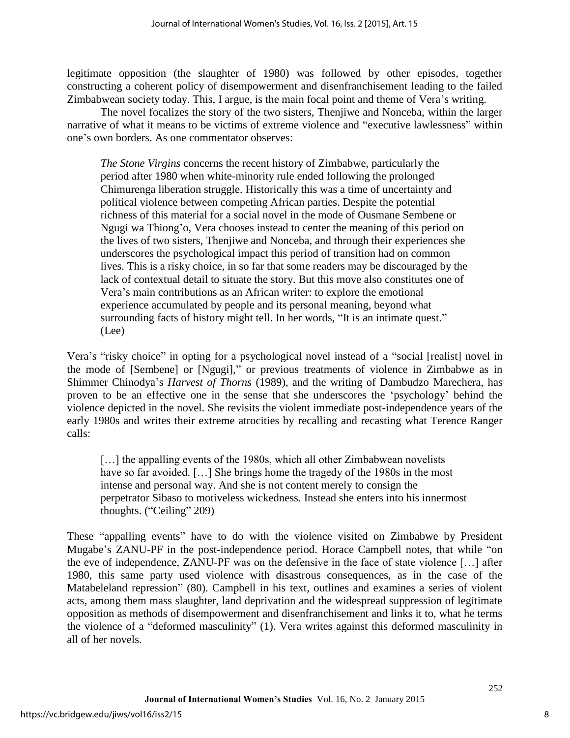legitimate opposition (the slaughter of 1980) was followed by other episodes, together constructing a coherent policy of disempowerment and disenfranchisement leading to the failed Zimbabwean society today. This, I argue, is the main focal point and theme of Vera's writing.

The novel focalizes the story of the two sisters, Thenjiwe and Nonceba, within the larger narrative of what it means to be victims of extreme violence and "executive lawlessness" within one's own borders. As one commentator observes:

> *The Stone Virgins* concerns the recent history of Zimbabwe, particularly the period after 1980 when white-minority rule ended following the prolonged Chimurenga liberation struggle. Historically this was a time of uncertainty and political violence between competing African parties. Despite the potential richness of this material for a social novel in the mode of Ousmane Sembene or Ngugi wa Thiong'o, Vera chooses instead to center the meaning of this period on the lives of two sisters, Thenjiwe and Nonceba, and through their experiences she underscores the psychological impact this period of transition had on common lives. This is a risky choice, in so far that some readers may be discouraged by the lack of contextual detail to situate the story. But this move also constitutes one of Vera's main contributions as an African writer: to explore the emotional experience accumulated by people and its personal meaning, beyond what surrounding facts of history might tell. In her words, "It is an intimate quest." (Lee)

Vera's "risky choice" in opting for a psychological novel instead of a "social [realist] novel in the mode of [Sembene] or [Ngugi]," or previous treatments of violence in Zimbabwe as in Shimmer Chinodya's *Harvest of Thorns* (1989), and the writing of Dambudzo Marechera, has proven to be an effective one in the sense that she underscores the 'psychology' behind the violence depicted in the novel. She revisits the violent immediate post-independence years of the early 1980s and writes their extreme atrocities by recalling and recasting what Terence Ranger calls:

> [...] the appalling events of the 1980s, which all other Zimbabwean novelists have so far avoided. [...] She brings home the tragedy of the 1980s in the most intense and personal way. And she is not content merely to consign the perpetrator Sibaso to motiveless wickedness. Instead she enters into his innermost thoughts. ("Ceiling" 209)

These "appalling events" have to do with the violence visited on Zimbabwe by President Mugabe's ZANU-PF in the post-independence period. Horace Campbell notes, that while "on the eve of independence, ZANU-PF was on the defensive in the face of state violence [...] after 1980, this same party used violence with disastrous consequences, as in the case of the Matabeleland repression" (80). Campbell in his text, outlines and examines a series of violent acts, among them mass slaughter, land deprivation and the widespread suppression of legitimate opposition as methods of disempowerment and disenfranchisement and links it to, what he terms the violence of a "deformed masculinity" (1). Vera writes against this deformed masculinity in all of her novels.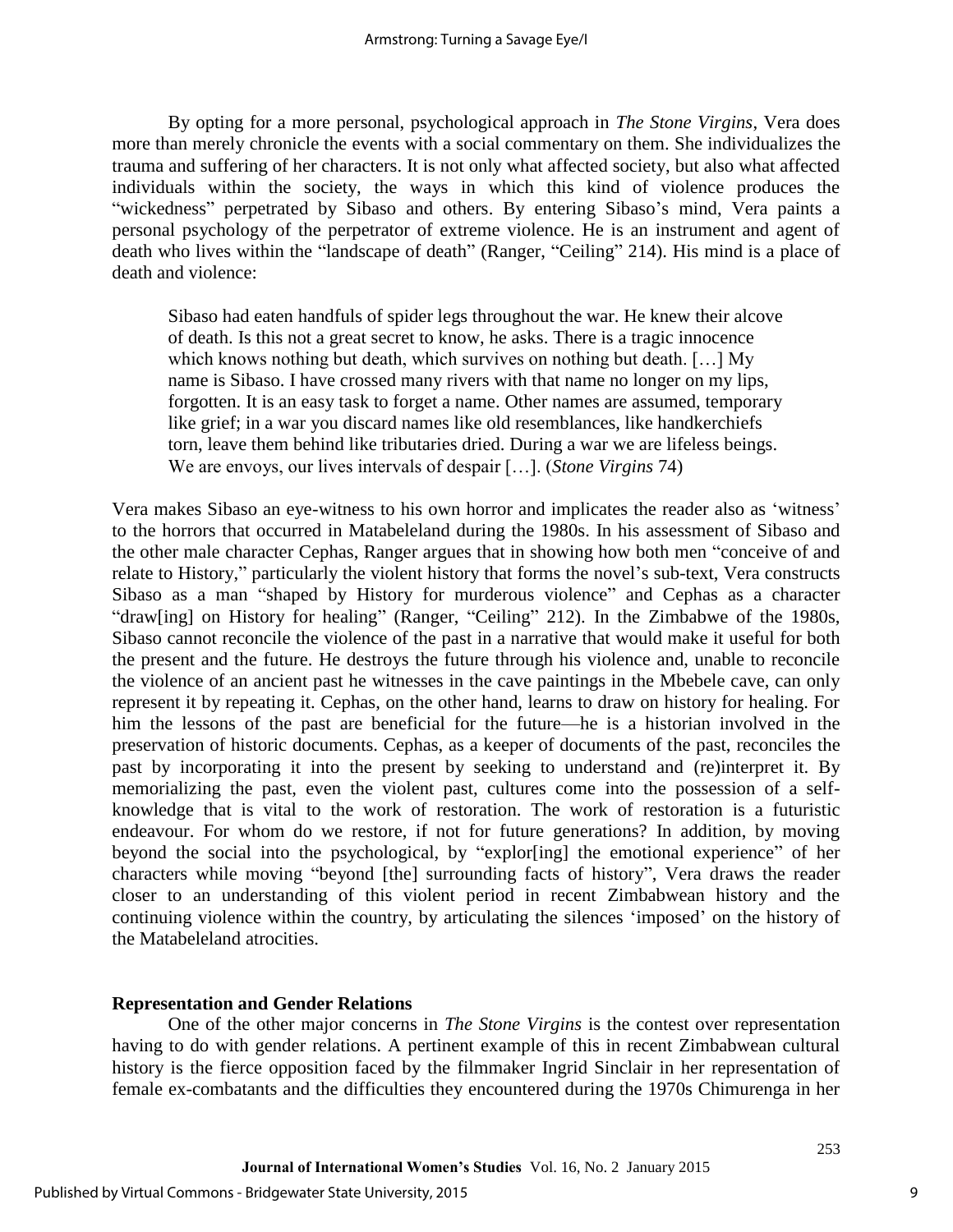By opting for a more personal, psychological approach in *The Stone Virgins*, Vera does more than merely chronicle the events with a social commentary on them. She individualizes the trauma and suffering of her characters. It is not only what affected society, but also what affected individuals within the society, the ways in which this kind of violence produces the "wickedness" perpetrated by Sibaso and others. By entering Sibaso's mind, Vera paints a personal psychology of the perpetrator of extreme violence. He is an instrument and agent of death who lives within the "landscape of death" (Ranger, "Ceiling" 214). His mind is a place of death and violence:

> Sibaso had eaten handfuls of spider legs throughout the war. He knew their alcove of death. Is this not a great secret to know, he asks. There is a tragic innocence which knows nothing but death, which survives on nothing but death. […] My name is Sibaso. I have crossed many rivers with that name no longer on my lips, forgotten. It is an easy task to forget a name. Other names are assumed, temporary like grief; in a war you discard names like old resemblances, like handkerchiefs torn, leave them behind like tributaries dried. During a war we are lifeless beings. We are envoys, our lives intervals of despair […]. (*Stone Virgins* 74)

Vera makes Sibaso an eye-witness to his own horror and implicates the reader also as 'witness' to the horrors that occurred in Matabeleland during the 1980s. In his assessment of Sibaso and the other male character Cephas, Ranger argues that in showing how both men "conceive of and relate to History," particularly the violent history that forms the novel's sub-text, Vera constructs Sibaso as a man "shaped by History for murderous violence" and Cephas as a character "draw[ing] on History for healing" (Ranger, "Ceiling" 212). In the Zimbabwe of the 1980s, Sibaso cannot reconcile the violence of the past in a narrative that would make it useful for both the present and the future. He destroys the future through his violence and, unable to reconcile the violence of an ancient past he witnesses in the cave paintings in the Mbebele cave, can only represent it by repeating it. Cephas, on the other hand, learns to draw on history for healing. For him the lessons of the past are beneficial for the future—he is a historian involved in the preservation of historic documents. Cephas, as a keeper of documents of the past, reconciles the past by incorporating it into the present by seeking to understand and (re)interpret it. By memorializing the past, even the violent past, cultures come into the possession of a self-knowledge that is vital to the work of restoration. The work of restoration is a futuristic endeavour. For whom do we restore, if not for future generations? In addition, by moving beyond the social into the psychological, by "explor[ing] the emotional experience" of her characters while moving "beyond [the] surrounding facts of history", Vera draws the reader closer to an understanding of this violent period in recent Zimbabwean history and the continuing violence within the country, by articulating the silences 'imposed' on the history of the Matabeleland atrocities.

## Representation and Gender Relations

One of the other major concerns in *The Stone Virgins* is the contest over representation having to do with gender relations. A pertinent example of this in recent Zimbabwean cultural history is the fierce opposition faced by the filmmaker Ingrid Sinclair in her representation of female ex-combatants and the difficulties they encountered during the 1970s Chimurenga in her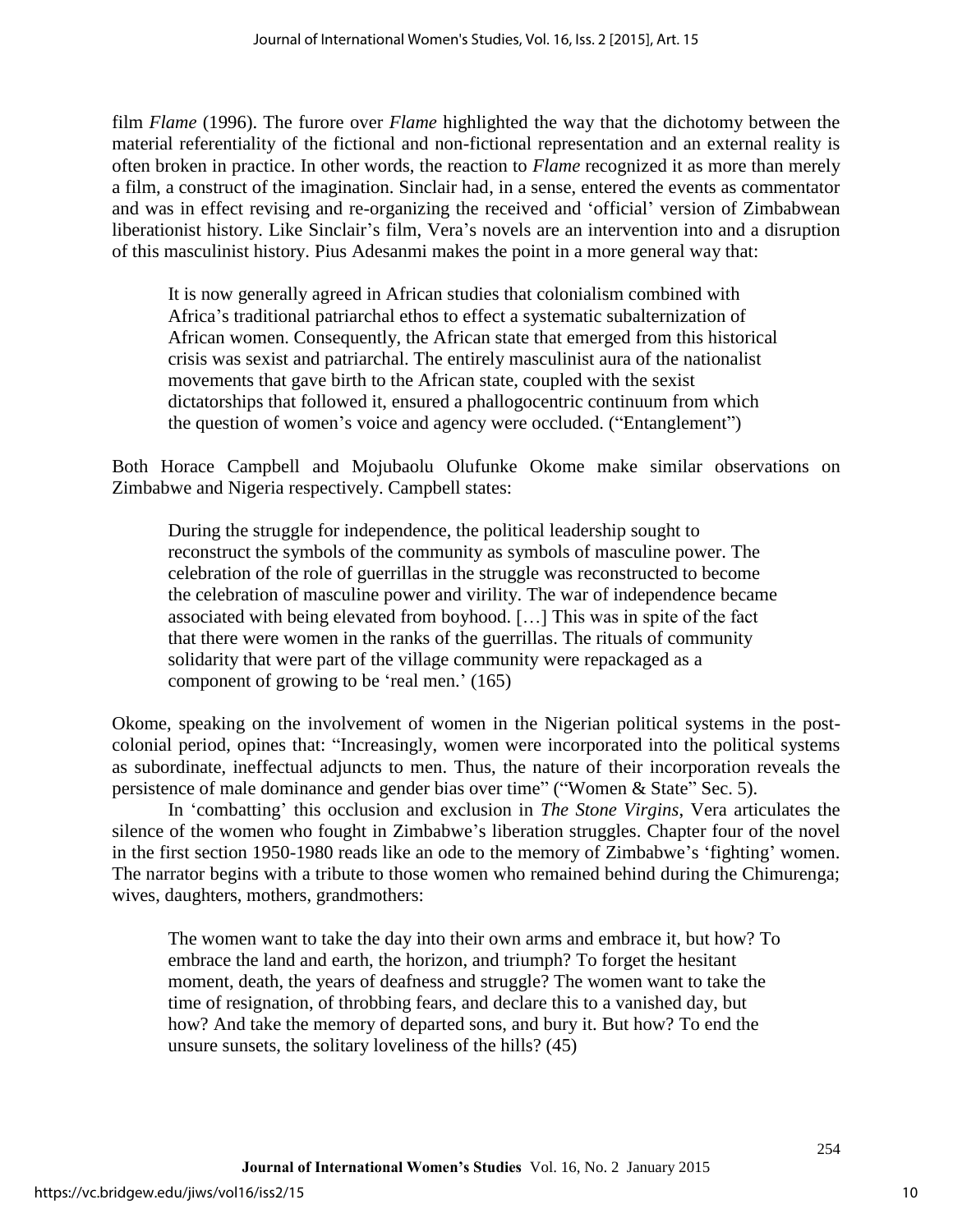film *Flame* (1996). The furore over *Flame* highlighted the way that the dichotomy between the material referentiality of the fictional and non-fictional representation and an external reality is often broken in practice. In other words, the reaction to *Flame* recognized it as more than merely a film, a construct of the imagination. Sinclair had, in a sense, entered the events as commentator and was in effect revising and re-organizing the received and 'official' version of Zimbabwean liberationist history. Like Sinclair's film, Vera's novels are an intervention into and a disruption of this masculinist history. Pius Adesanmi makes the point in a more general way that:

> It is now generally agreed in African studies that colonialism combined with Africa's traditional patriarchal ethos to effect a systematic subalternization of African women. Consequently, the African state that emerged from this historical crisis was sexist and patriarchal. The entirely masculinist aura of the nationalist movements that gave birth to the African state, coupled with the sexist dictatorships that followed it, ensured a phallogocentric continuum from which the question of women's voice and agency were occluded. ("Entanglement")

Both Horace Campbell and Mojubaolu Olufunke Okome make similar observations on Zimbabwe and Nigeria respectively. Campbell states:

> During the struggle for independence, the political leadership sought to reconstruct the symbols of the community as symbols of masculine power. The celebration of the role of guerrillas in the struggle was reconstructed to become the celebration of masculine power and virility. The war of independence became associated with being elevated from boyhood. […] This was in spite of the fact that there were women in the ranks of the guerrillas. The rituals of community solidarity that were part of the village community were repackaged as a component of growing to be 'real men.' (165)

Okome, speaking on the involvement of women in the Nigerian political systems in the post-colonial period, opines that: "Increasingly, women were incorporated into the political systems as subordinate, ineffectual adjuncts to men. Thus, the nature of their incorporation reveals the persistence of male dominance and gender bias over time" ("Women & State" Sec. 5).

In 'combatting' this occlusion and exclusion in *The Stone Virgins*, Vera articulates the silence of the women who fought in Zimbabwe's liberation struggles. Chapter four of the novel in the first section 1950-1980 reads like an ode to the memory of Zimbabwe's 'fighting' women. The narrator begins with a tribute to those women who remained behind during the Chimurenga; wives, daughters, mothers, grandmothers:

> The women want to take the day into their own arms and embrace it, but how? To embrace the land and earth, the horizon, and triumph? To forget the hesitant moment, death, the years of deafness and struggle? The women want to take the time of resignation, of throbbing fears, and declare this to a vanished day, but how? And take the memory of departed sons, and bury it. But how? To end the unsure sunsets, the solitary loveliness of the hills? (45)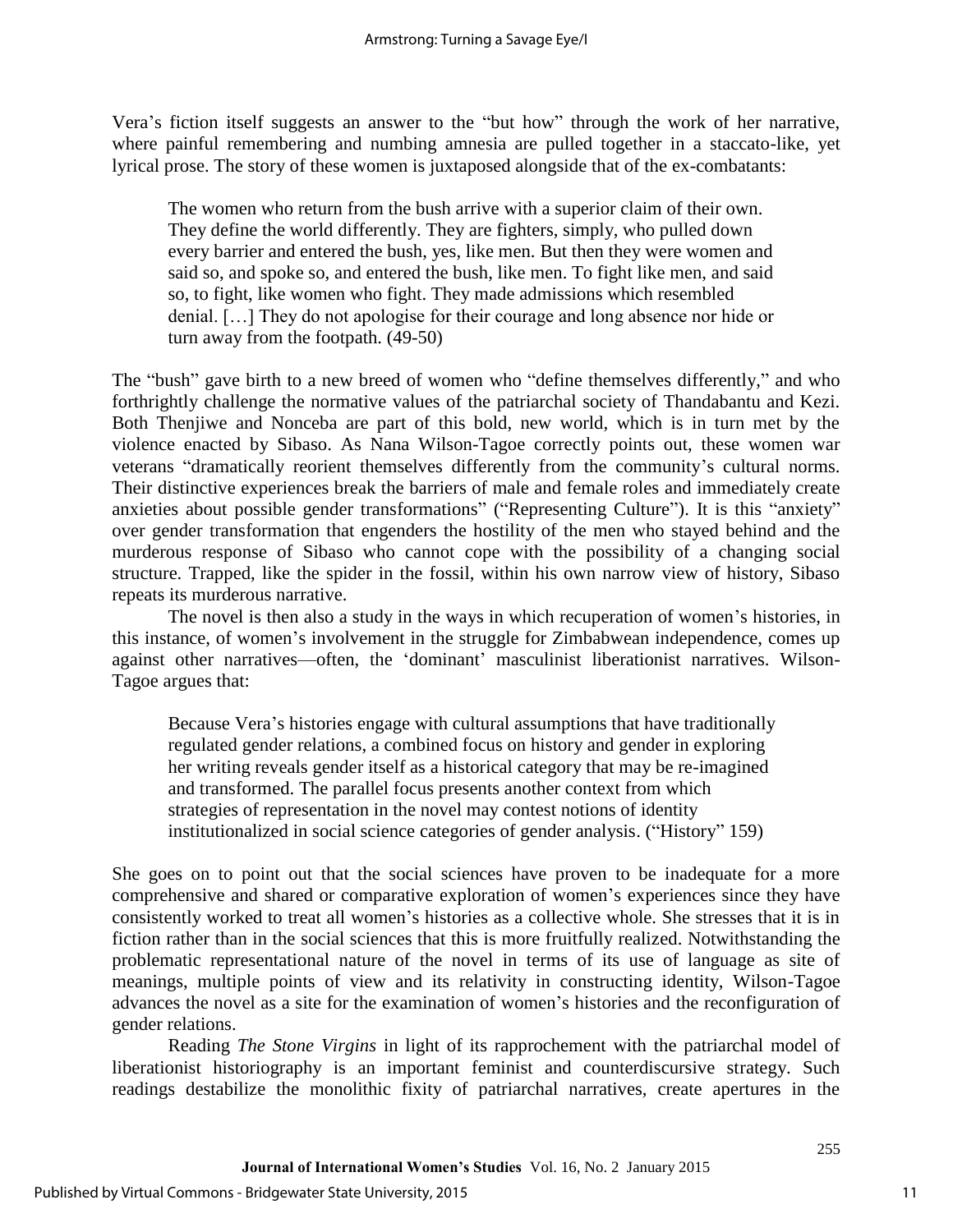Vera's fiction itself suggests an answer to the "but how" through the work of her narrative, where painful remembering and numbing amnesia are pulled together in a staccato-like, yet lyrical prose. The story of these women is juxtaposed alongside that of the ex-combatants:

> The women who return from the bush arrive with a superior claim of their own. They define the world differently. They are fighters, simply, who pulled down every barrier and entered the bush, yes, like men. But then they were women and said so, and spoke so, and entered the bush, like men. To fight like men, and said so, to fight, like women who fight. They made admissions which resembled denial. […] They do not apologise for their courage and long absence nor hide or turn away from the footpath. (49-50)

The "bush" gave birth to a new breed of women who "define themselves differently," and who forthrightly challenge the normative values of the patriarchal society of Thandabantu and Kezi. Both Thenjiwe and Nonceba are part of this bold, new world, which is in turn met by the violence enacted by Sibaso. As Nana Wilson-Tagoe correctly points out, these women war veterans "dramatically reorient themselves differently from the community's cultural norms. Their distinctive experiences break the barriers of male and female roles and immediately create anxieties about possible gender transformations" ("Representing Culture"). It is this "anxiety" over gender transformation that engenders the hostility of the men who stayed behind and the murderous response of Sibaso who cannot cope with the possibility of a changing social structure. Trapped, like the spider in the fossil, within his own narrow view of history, Sibaso repeats its murderous narrative.

The novel is then also a study in the ways in which recuperation of women's histories, in this instance, of women's involvement in the struggle for Zimbabwean independence, comes up against other narratives—often, the 'dominant' masculinist liberationist narratives. Wilson-Tagoe argues that:

> Because Vera's histories engage with cultural assumptions that have traditionally regulated gender relations, a combined focus on history and gender in exploring her writing reveals gender itself as a historical category that may be re-imagined and transformed. The parallel focus presents another context from which strategies of representation in the novel may contest notions of identity institutionalized in social science categories of gender analysis. ("History" 159)

She goes on to point out that the social sciences have proven to be inadequate for a more comprehensive and shared or comparative exploration of women's experiences since they have consistently worked to treat all women's histories as a collective whole. She stresses that it is in fiction rather than in the social sciences that this is more fruitfully realized. Notwithstanding the problematic representational nature of the novel in terms of its use of language as site of meanings, multiple points of view and its relativity in constructing identity, Wilson-Tagoe advances the novel as a site for the examination of women's histories and the reconfiguration of gender relations.

Reading *The Stone Virgins* in light of its rapprochement with the patriarchal model of liberationist historiography is an important feminist and counterdiscursive strategy. Such readings destabilize the monolithic fixity of patriarchal narratives, create apertures in the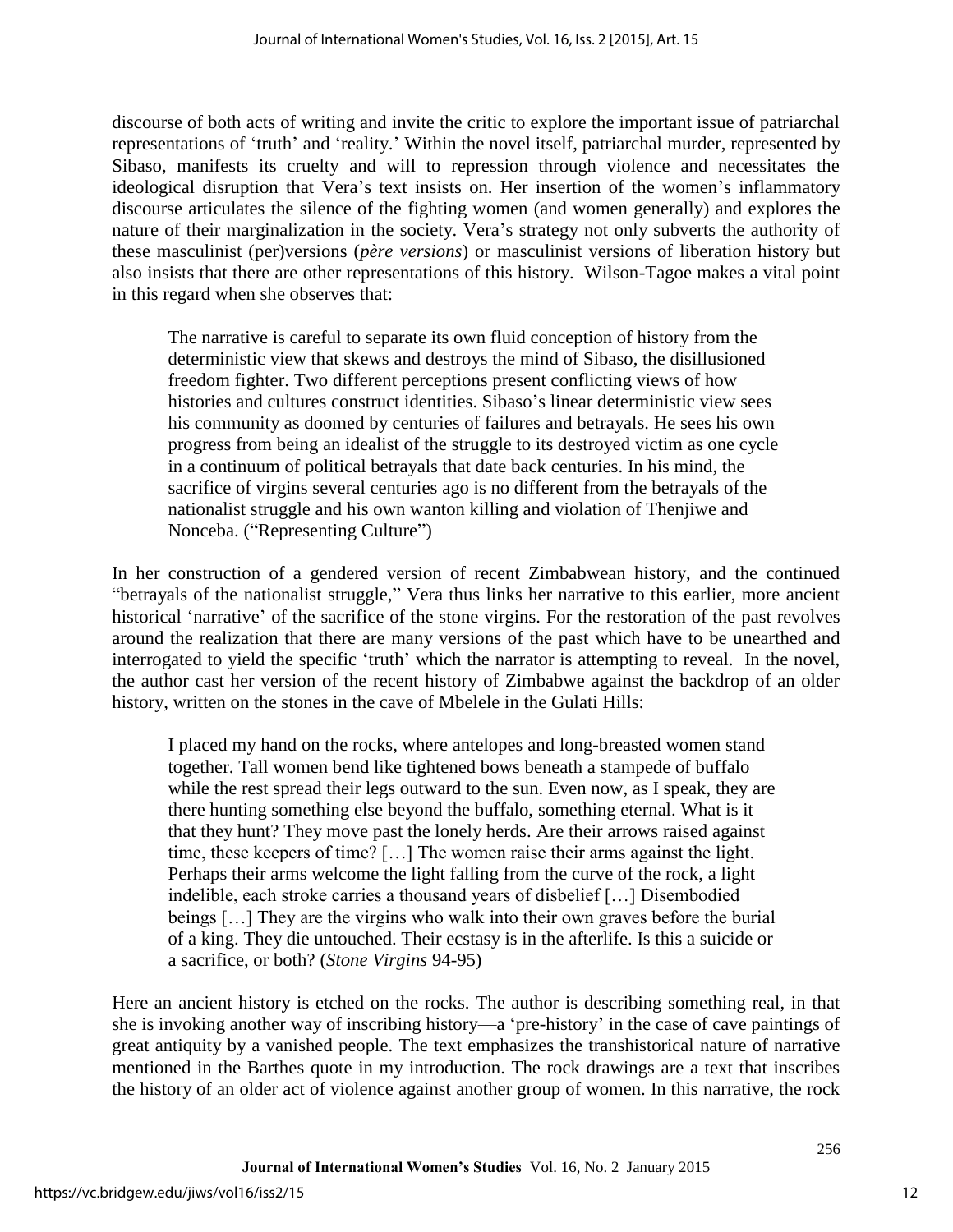discourse of both acts of writing and invite the critic to explore the important issue of patriarchal representations of 'truth' and 'reality.' Within the novel itself, patriarchal murder, represented by Sibaso, manifests its cruelty and will to repression through violence and necessitates the ideological disruption that Vera's text insists on. Her insertion of the women's inflammatory discourse articulates the silence of the fighting women (and women generally) and explores the nature of their marginalization in the society. Vera's strategy not only subverts the authority of these masculinist (per)versions (*père versions*) or masculinist versions of liberation history but also insists that there are other representations of this history. Wilson-Tagoe makes a vital point in this regard when she observes that:

> The narrative is careful to separate its own fluid conception of history from the deterministic view that skews and destroys the mind of Sibaso, the disillusioned freedom fighter. Two different perceptions present conflicting views of how histories and cultures construct identities. Sibaso's linear deterministic view sees his community as doomed by centuries of failures and betrayals. He sees his own progress from being an idealist of the struggle to its destroyed victim as one cycle in a continuum of political betrayals that date back centuries. In his mind, the sacrifice of virgins several centuries ago is no different from the betrayals of the nationalist struggle and his own wanton killing and violation of Thenjiwe and Nonceba. ("Representing Culture")

In her construction of a gendered version of recent Zimbabwean history, and the continued "betrayals of the nationalist struggle," Vera thus links her narrative to this earlier, more ancient historical 'narrative' of the sacrifice of the stone virgins. For the restoration of the past revolves around the realization that there are many versions of the past which have to be unearthed and interrogated to yield the specific 'truth' which the narrator is attempting to reveal. In the novel, the author cast her version of the recent history of Zimbabwe against the backdrop of an older history, written on the stones in the cave of Mbelele in the Gulati Hills:

> I placed my hand on the rocks, where antelopes and long-breasted women stand together. Tall women bend like tightened bows beneath a stampede of buffalo while the rest spread their legs outward to the sun. Even now, as I speak, they are there hunting something else beyond the buffalo, something eternal. What is it that they hunt? They move past the lonely herds. Are their arrows raised against time, these keepers of time? […] The women raise their arms against the light. Perhaps their arms welcome the light falling from the curve of the rock, a light indelible, each stroke carries a thousand years of disbelief […] Disembodied beings […] They are the virgins who walk into their own graves before the burial of a king. They die untouched. Their ecstasy is in the afterlife. Is this a suicide or a sacrifice, or both? (*Stone Virgins* 94-95)

Here an ancient history is etched on the rocks. The author is describing something real, in that she is invoking another way of inscribing history—a 'pre-history' in the case of cave paintings of great antiquity by a vanished people. The text emphasizes the transhistorical nature of narrative mentioned in the Barthes quote in my introduction. The rock drawings are a text that inscribes the history of an older act of violence against another group of women. In this narrative, the rock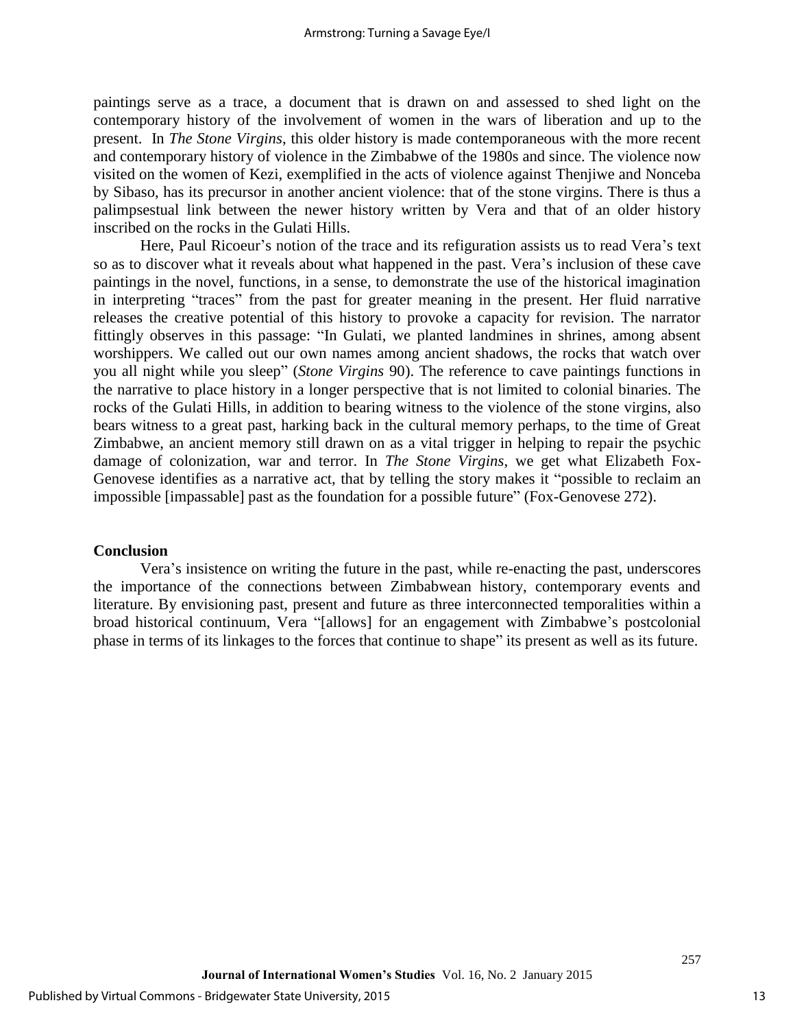paintings serve as a trace, a document that is drawn on and assessed to shed light on the contemporary history of the involvement of women in the wars of liberation and up to the present. In *The Stone Virgins*, this older history is made contemporaneous with the more recent and contemporary history of violence in the Zimbabwe of the 1980s and since. The violence now visited on the women of Kezi, exemplified in the acts of violence against Thenjiwe and Nonceba by Sibaso, has its precursor in another ancient violence: that of the stone virgins. There is thus a palimpsestual link between the newer history written by Vera and that of an older history inscribed on the rocks in the Gulati Hills.

Here, Paul Ricoeur's notion of the trace and its refiguration assists us to read Vera's text so as to discover what it reveals about what happened in the past. Vera's inclusion of these cave paintings in the novel, functions, in a sense, to demonstrate the use of the historical imagination in interpreting "traces" from the past for greater meaning in the present. Her fluid narrative releases the creative potential of this history to provoke a capacity for revision. The narrator fittingly observes in this passage: "In Gulati, we planted landmines in shrines, among absent worshippers. We called out our own names among ancient shadows, the rocks that watch over you all night while you sleep" (*Stone Virgins* 90). The reference to cave paintings functions in the narrative to place history in a longer perspective that is not limited to colonial binaries. The rocks of the Gulati Hills, in addition to bearing witness to the violence of the stone virgins, also bears witness to a great past, harking back in the cultural memory perhaps, to the time of Great Zimbabwe, an ancient memory still drawn on as a vital trigger in helping to repair the psychic damage of colonization, war and terror. In *The Stone Virgins*, we get what Elizabeth Fox-Genovese identifies as a narrative act, that by telling the story makes it "possible to reclaim an impossible [impassable] past as the foundation for a possible future" (Fox-Genovese 272).

## Conclusion

Vera's insistence on writing the future in the past, while re-enacting the past, underscores the importance of the connections between Zimbabwean history, contemporary events and literature. By envisioning past, present and future as three interconnected temporalities within a broad historical continuum, Vera "[allows] for an engagement with Zimbabwe's postcolonial phase in terms of its linkages to the forces that continue to shape" its present as well as its future.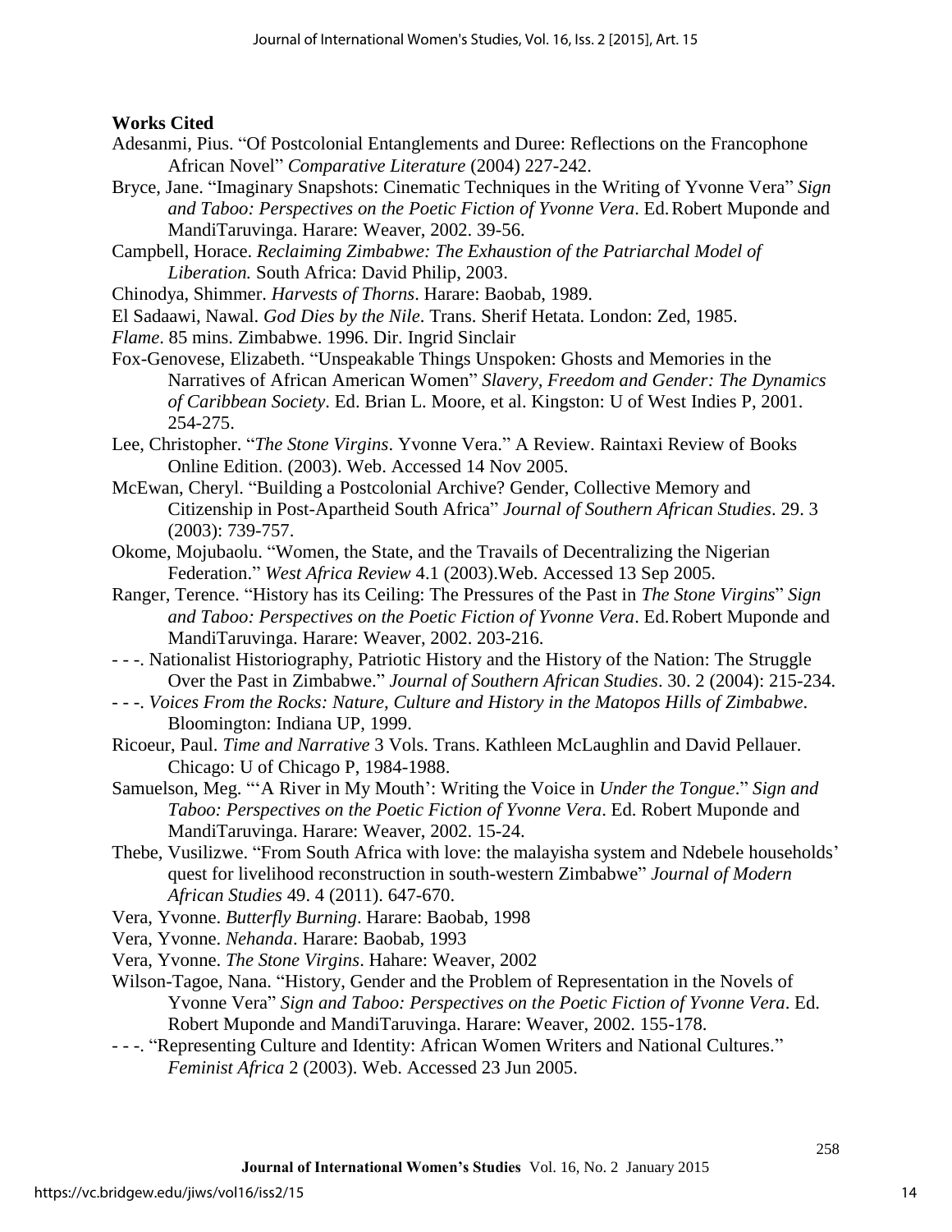**Works Cited**

Adesanmi, Pius. "Of Postcolonial Entanglements and Duree: Reflections on the Francophone African Novel" *Comparative Literature* (2004) 227-242.

Bryce, Jane. "Imaginary Snapshots: Cinematic Techniques in the Writing of Yvonne Vera" *Sign and Taboo: Perspectives on the Poetic Fiction of Yvonne Vera*. Ed. Robert Muponde and MandiTaruvinga. Harare: Weaver, 2002. 39-56.

Campbell, Horace. *Reclaiming Zimbabwe: The Exhaustion of the Patriarchal Model of Liberation.* South Africa: David Philip, 2003.

Chinodya, Shimmer. *Harvests of Thorns*. Harare: Baobab, 1989.

El Sadaawi, Nawal. *God Dies by the Nile*. Trans. Sherif Hetata. London: Zed, 1985.

*Flame*. 85 mins. Zimbabwe. 1996. Dir. Ingrid Sinclair

Fox-Genovese, Elizabeth. "Unspeakable Things Unspoken: Ghosts and Memories in the Narratives of African American Women" *Slavery, Freedom and Gender: The Dynamics of Caribbean Society*. Ed. Brian L. Moore, et al. Kingston: U of West Indies P, 2001. 254-275.

Lee, Christopher. "*The Stone Virgins*. Yvonne Vera." A Review. Raintaxi Review of Books Online Edition. (2003). Web. Accessed 14 Nov 2005.

McEwan, Cheryl. "Building a Postcolonial Archive? Gender, Collective Memory and Citizenship in Post-Apartheid South Africa" *Journal of Southern African Studies*. 29. 3 (2003): 739-757.

Okome, Mojubaolu. "Women, the State, and the Travails of Decentralizing the Nigerian Federation." *West Africa Review* 4.1 (2003).Web. Accessed 13 Sep 2005.

Ranger, Terence. "History has its Ceiling: The Pressures of the Past in *The Stone Virgins*" *Sign and Taboo: Perspectives on the Poetic Fiction of Yvonne Vera*. Ed. Robert Muponde and MandiTaruvinga. Harare: Weaver, 2002. 203-216.

- - -. Nationalist Historiography, Patriotic History and the History of the Nation: The Struggle Over the Past in Zimbabwe." *Journal of Southern African Studies*. 30. 2 (2004): 215-234.

- - -. *Voices From the Rocks: Nature, Culture and History in the Matopos Hills of Zimbabwe*. Bloomington: Indiana UP, 1999.

Ricoeur, Paul. *Time and Narrative* 3 Vols. Trans. Kathleen McLaughlin and David Pellauer. Chicago: U of Chicago P, 1984-1988.

Samuelson, Meg. "'A River in My Mouth': Writing the Voice in *Under the Tongue*." *Sign and Taboo: Perspectives on the Poetic Fiction of Yvonne Vera*. Ed. Robert Muponde and MandiTaruvinga. Harare: Weaver, 2002. 15-24.

Thebe, Vusilizwe. "From South Africa with love: the malayisha system and Ndebele households' quest for livelihood reconstruction in south-western Zimbabwe" *Journal of Modern African Studies* 49. 4 (2011). 647-670.

Vera, Yvonne. *Butterfly Burning*. Harare: Baobab, 1998

Vera, Yvonne. *Nehanda*. Harare: Baobab, 1993

Vera, Yvonne. *The Stone Virgins*. Hahare: Weaver, 2002

Wilson-Tagoe, Nana. "History, Gender and the Problem of Representation in the Novels of Yvonne Vera" *Sign and Taboo: Perspectives on the Poetic Fiction of Yvonne Vera*. Ed. Robert Muponde and MandiTaruvinga. Harare: Weaver, 2002. 155-178.

- - -. "Representing Culture and Identity: African Women Writers and National Cultures." *Feminist Africa* 2 (2003). Web. Accessed 23 Jun 2005.